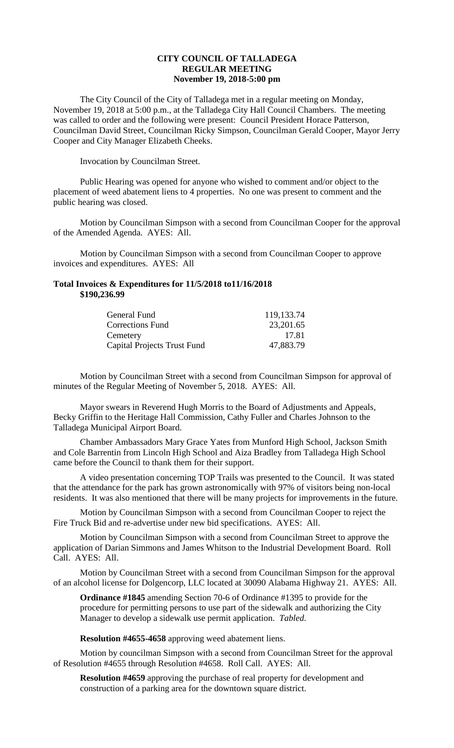**CITY COUNCIL OF TALLADEGA**
**REGULAR MEETING**
**November 19, 2018-5:00 pm**

The City Council of the City of Talladega met in a regular meeting on Monday, November 19, 2018 at 5:00 p.m., at the Talladega City Hall Council Chambers. The meeting was called to order and the following were present: Council President Horace Patterson, Councilman David Street, Councilman Ricky Simpson, Councilman Gerald Cooper, Mayor Jerry Cooper and City Manager Elizabeth Cheeks.

Invocation by Councilman Street.

Public Hearing was opened for anyone who wished to comment and/or object to the placement of weed abatement liens to 4 properties. No one was present to comment and the public hearing was closed.

Motion by Councilman Simpson with a second from Councilman Cooper for the approval of the Amended Agenda. AYES: All.

Motion by Councilman Simpson with a second from Councilman Cooper to approve invoices and expenditures. AYES: All

**Total Invoices & Expenditures for 11/5/2018 to11/16/2018**
**$190,236.99**

| | |
|---|---|
| General Fund | 119,133.74 |
| Corrections Fund | 23,201.65 |
| Cemetery | 17.81 |
| Capital Projects Trust Fund | 47,883.79 |

Motion by Councilman Street with a second from Councilman Simpson for approval of minutes of the Regular Meeting of November 5, 2018. AYES: All.

Mayor swears in Reverend Hugh Morris to the Board of Adjustments and Appeals, Becky Griffin to the Heritage Hall Commission, Cathy Fuller and Charles Johnson to the Talladega Municipal Airport Board.

Chamber Ambassadors Mary Grace Yates from Munford High School, Jackson Smith and Cole Barrentin from Lincoln High School and Aiza Bradley from Talladega High School came before the Council to thank them for their support.

A video presentation concerning TOP Trails was presented to the Council. It was stated that the attendance for the park has grown astronomically with 97% of visitors being non-local residents. It was also mentioned that there will be many projects for improvements in the future.

Motion by Councilman Simpson with a second from Councilman Cooper to reject the Fire Truck Bid and re-advertise under new bid specifications. AYES: All.

Motion by Councilman Simpson with a second from Councilman Street to approve the application of Darian Simmons and James Whitson to the Industrial Development Board. Roll Call. AYES: All.

Motion by Councilman Street with a second from Councilman Simpson for the approval of an alcohol license for Dolgencorp, LLC located at 30090 Alabama Highway 21. AYES: All.

**Ordinance #1845** amending Section 70-6 of Ordinance #1395 to provide for the procedure for permitting persons to use part of the sidewalk and authorizing the City Manager to develop a sidewalk use permit application. *Tabled.*

**Resolution #4655-4658** approving weed abatement liens.

Motion by councilman Simpson with a second from Councilman Street for the approval of Resolution #4655 through Resolution #4658. Roll Call. AYES: All.

**Resolution #4659** approving the purchase of real property for development and construction of a parking area for the downtown square district.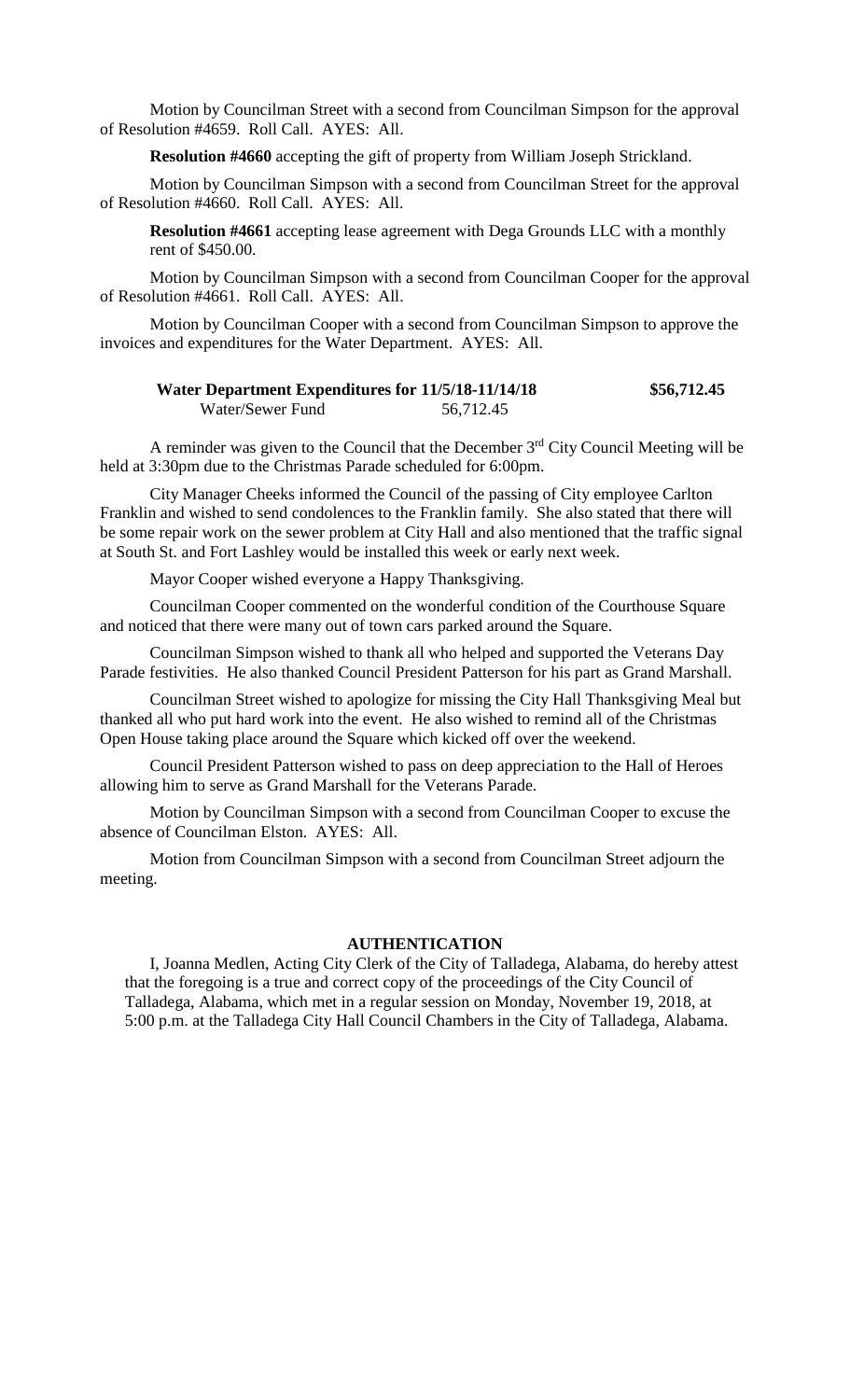Motion by Councilman Street with a second from Councilman Simpson for the approval of Resolution #4659. Roll Call. AYES: All.

**Resolution #4660** accepting the gift of property from William Joseph Strickland.

Motion by Councilman Simpson with a second from Councilman Street for the approval of Resolution #4660. Roll Call. AYES: All.

**Resolution #4661** accepting lease agreement with Dega Grounds LLC with a monthly rent of $450.00.

Motion by Councilman Simpson with a second from Councilman Cooper for the approval of Resolution #4661. Roll Call. AYES: All.

Motion by Councilman Cooper with a second from Councilman Simpson to approve the invoices and expenditures for the Water Department. AYES: All.

| | | |
|---|---|---|
| **Water Department Expenditures for 11/5/18-11/14/18** | | **$56,712.45** |
| Water/Sewer Fund | 56,712.45 | |

A reminder was given to the Council that the December 3rd City Council Meeting will be held at 3:30pm due to the Christmas Parade scheduled for 6:00pm.

City Manager Cheeks informed the Council of the passing of City employee Carlton Franklin and wished to send condolences to the Franklin family. She also stated that there will be some repair work on the sewer problem at City Hall and also mentioned that the traffic signal at South St. and Fort Lashley would be installed this week or early next week.

Mayor Cooper wished everyone a Happy Thanksgiving.

Councilman Cooper commented on the wonderful condition of the Courthouse Square and noticed that there were many out of town cars parked around the Square.

Councilman Simpson wished to thank all who helped and supported the Veterans Day Parade festivities. He also thanked Council President Patterson for his part as Grand Marshall.

Councilman Street wished to apologize for missing the City Hall Thanksgiving Meal but thanked all who put hard work into the event. He also wished to remind all of the Christmas Open House taking place around the Square which kicked off over the weekend.

Council President Patterson wished to pass on deep appreciation to the Hall of Heroes allowing him to serve as Grand Marshall for the Veterans Parade.

Motion by Councilman Simpson with a second from Councilman Cooper to excuse the absence of Councilman Elston. AYES: All.

Motion from Councilman Simpson with a second from Councilman Street adjourn the meeting.

## AUTHENTICATION

I, Joanna Medlen, Acting City Clerk of the City of Talladega, Alabama, do hereby attest that the foregoing is a true and correct copy of the proceedings of the City Council of Talladega, Alabama, which met in a regular session on Monday, November 19, 2018, at 5:00 p.m. at the Talladega City Hall Council Chambers in the City of Talladega, Alabama.